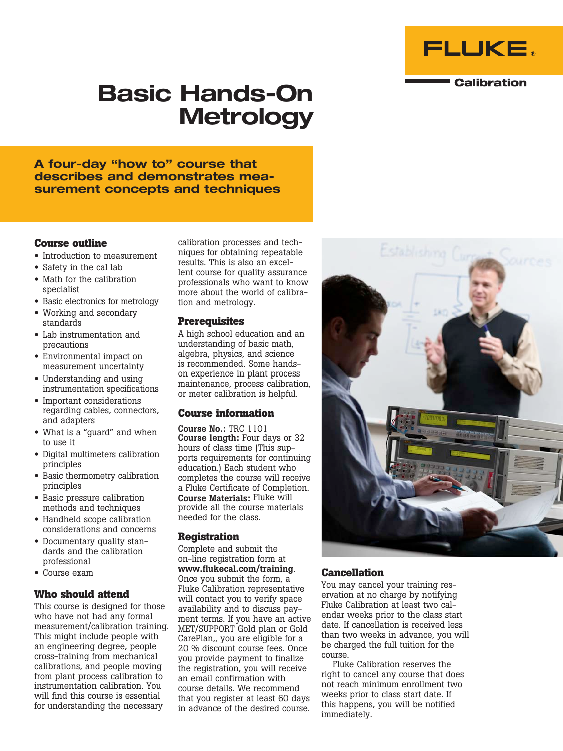FLUKE

Calibration

# Basic Hands-On Metrology

**A four-day "how to" course that describes and demonstrates measurement concepts and techniques**

## Course outline

- Introduction to measurement
- Safety in the cal lab
- Math for the calibration specialist
- Basic electronics for metrology
- Working and secondary standards
- Lab instrumentation and precautions
- Environmental impact on measurement uncertainty
- Understanding and using instrumentation specifications
- Important considerations regarding cables, connectors, and adapters
- What is a "guard" and when to use it
- Digital multimeters calibration principles
- Basic thermometry calibration principles
- Basic pressure calibration methods and techniques
- Handheld scope calibration considerations and concerns
- Documentary quality standards and the calibration professional
- Course exam

## Who should attend

This course is designed for those who have not had any formal measurement/calibration training. This might include people with an engineering degree, people cross-training from mechanical calibrations, and people moving from plant process calibration to instrumentation calibration. You will find this course is essential for understanding the necessary calibration processes and techniques for obtaining repeatable results. This is also an excellent course for quality assurance professionals who want to know more about the world of calibration and metrology.

## Prerequisites

A high school education and an understanding of basic math, algebra, physics, and science is recommended. Some hands-on experience in plant process maintenance, process calibration, or meter calibration is helpful.

## Course information

**Course No.:** TRC 1101
**Course length:** Four days or 32 hours of class time (This supports requirements for continuing education.) Each student who completes the course will receive a Fluke Certificate of Completion.
**Course Materials:** Fluke will provide all the course materials needed for the class.

## Registration

Complete and submit the on-line registration form at **www.flukecal.com/training**. Once you submit the form, a Fluke Calibration representative will contact you to verify space availability and to discuss payment terms. If you have an active MET/SUPPORT Gold plan or Gold CarePlan,, you are eligible for a 20 % discount course fees. Once you provide payment to finalize the registration, you will receive an email confirmation with course details. We recommend that you register at least 60 days in advance of the desired course.

## Cancellation

You may cancel your training reservation at no charge by notifying Fluke Calibration at least two calendar weeks prior to the class start date. If cancellation is received less than two weeks in advance, you will be charged the full tuition for the course.

Fluke Calibration reserves the right to cancel any course that does not reach minimum enrollment two weeks prior to class start date. If this happens, you will be notified immediately.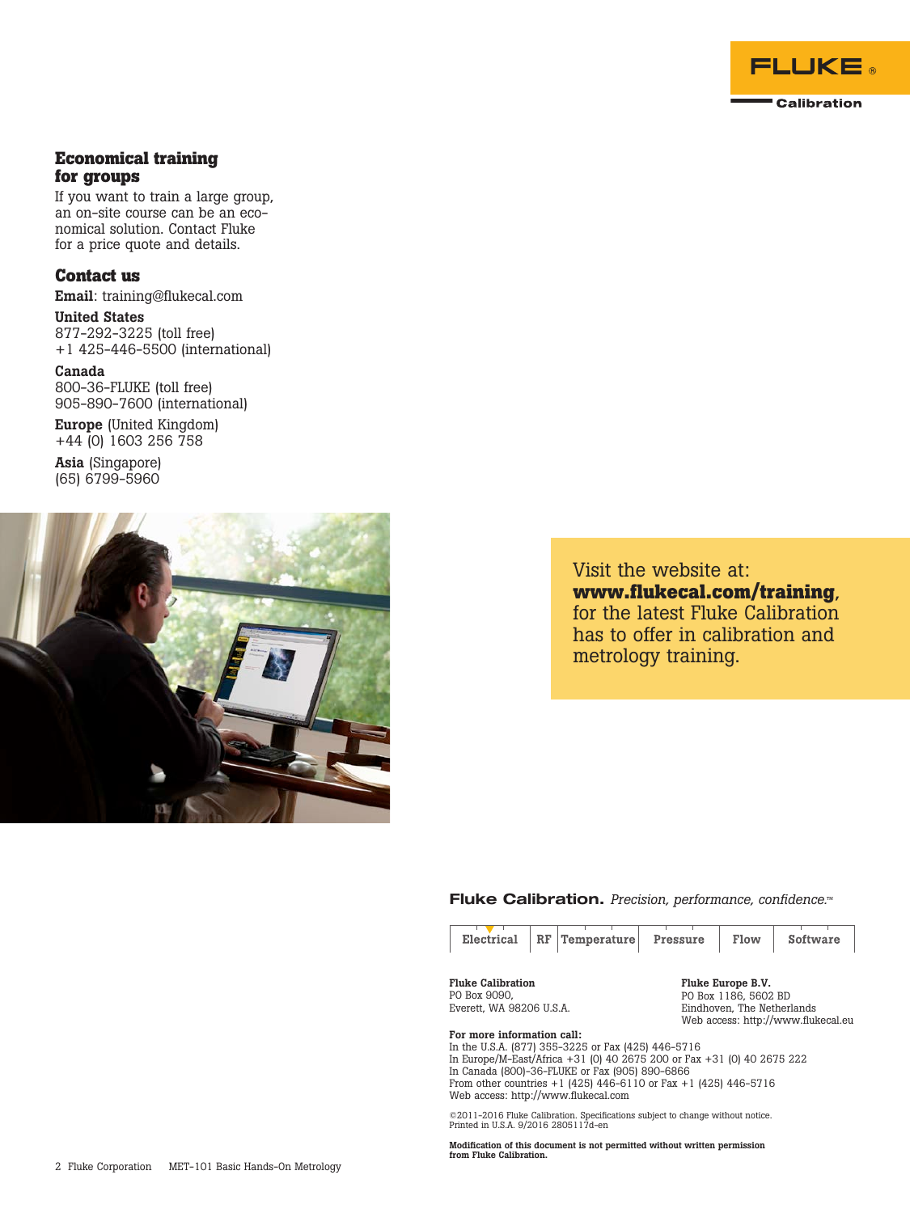FLUKE®

Calibration

## Economical training for groups

If you want to train a large group, an on-site course can be an economical solution. Contact Fluke for a price quote and details.

## Contact us

**Email**: training@flukecal.com

**United States**
877-292-3225 (toll free)
+1 425-446-5500 (international)

**Canada**
800-36-FLUKE (toll free)
905-890-7600 (international)

**Europe** (United Kingdom)
+44 (0) 1603 256 758

**Asia** (Singapore)
(65) 6799-5960

Visit the website at: **www.flukecal.com/training**, for the latest Fluke Calibration has to offer in calibration and metrology training.

**Fluke Calibration.** *Precision, performance, confidence.™*

Electrical | RF | Temperature | Pressure | Flow | Software

**Fluke Calibration**
PO Box 9090,
Everett, WA 98206 U.S.A.

**Fluke Europe B.V.**
PO Box 1186, 5602 BD
Eindhoven, The Netherlands
Web access: http://www.flukecal.eu

**For more information call:**
In the U.S.A. (877) 355-3225 or Fax (425) 446-5716
In Europe/M-East/Africa +31 (0) 40 2675 200 or Fax +31 (0) 40 2675 222
In Canada (800)-36-FLUKE or Fax (905) 890-6866
From other countries +1 (425) 446-6110 or Fax +1 (425) 446-5716
Web access: http://www.flukecal.com

©2011-2016 Fluke Calibration. Specifications subject to change without notice.
Printed in U.S.A. 9/2016 2805117d-en

**Modification of this document is not permitted without written permission from Fluke Calibration.**